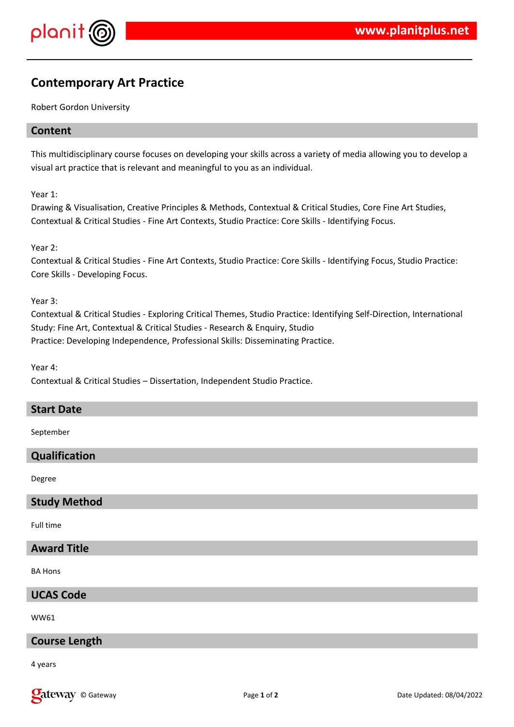# Contemporary Art Practice

Robert Gordon University

## Content

This multidisciplinary course focuses on developing your skills across a variety of media allowing you to develop a visual art practice that is relevant and meaningful to you as an individual.

Year 1:
Drawing & Visualisation, Creative Principles & Methods, Contextual & Critical Studies, Core Fine Art Studies, Contextual & Critical Studies - Fine Art Contexts, Studio Practice: Core Skills - Identifying Focus.

Year 2:
Contextual & Critical Studies - Fine Art Contexts, Studio Practice: Core Skills - Identifying Focus, Studio Practice: Core Skills - Developing Focus.

Year 3:
Contextual & Critical Studies - Exploring Critical Themes, Studio Practice: Identifying Self-Direction, International Study: Fine Art, Contextual & Critical Studies - Research & Enquiry, Studio Practice: Developing Independence, Professional Skills: Disseminating Practice.

Year 4:
Contextual & Critical Studies – Dissertation, Independent Studio Practice.

## Start Date

September

## Qualification

Degree

## Study Method

Full time

## Award Title

BA Hons

## UCAS Code

WW61

## Course Length

4 years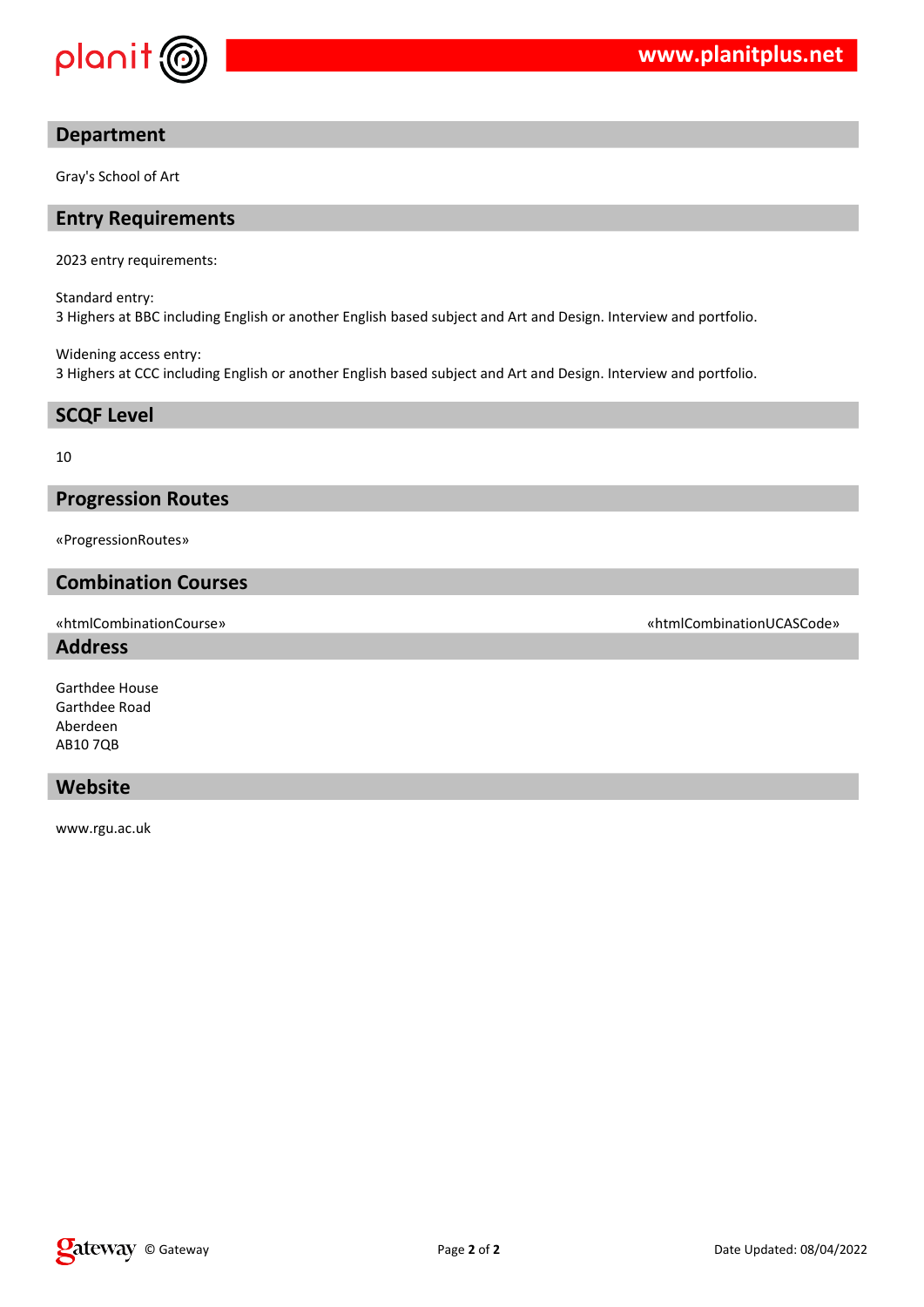## Department

Gray's School of Art

## Entry Requirements

2023 entry requirements:

Standard entry:
3 Highers at BBC including English or another English based subject and Art and Design. Interview and portfolio.

Widening access entry:
3 Highers at CCC including English or another English based subject and Art and Design. Interview and portfolio.

## SCQF Level

10

## Progression Routes

«ProgressionRoutes»

## Combination Courses

«htmlCombinationCourse» «htmlCombinationUCASCode»

## Address

Garthdee House
Garthdee Road
Aberdeen
AB10 7QB

## Website

www.rgu.ac.uk